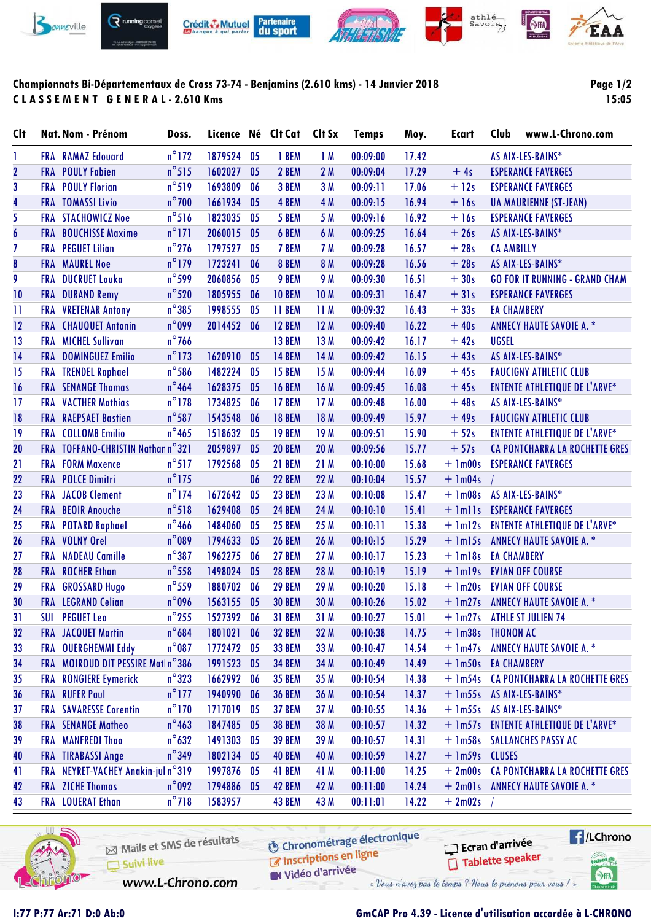Championnats Bi-Départementaux de Cross 73-74 - Benjamins (2.610 kms) - 14 Janvier 2018

CLASSEMENT GENERAL - 2.610 Kms

15:05

| Clt | Nat. | Nom - Prénom | Doss. | Licence | Né | Clt Cat | Clt Sx | Temps | Moy. | Ecart | Club www.L-Chrono.com |
|---|---|---|---|---|---|---|---|---|---|---|---|
| 1 | FRA | RAMAZ Edouard | n°172 | 1879524 | 05 | 1 BEM | 1 M | 00:09:00 | 17.42 | | AS AIX-LES-BAINS* |
| 2 | FRA | POULY Fabien | n°515 | 1602027 | 05 | 2 BEM | 2 M | 00:09:04 | 17.29 | + 4s | ESPERANCE FAVERGES |
| 3 | FRA | POULY Florian | n°519 | 1693809 | 06 | 3 BEM | 3 M | 00:09:11 | 17.06 | + 12s | ESPERANCE FAVERGES |
| 4 | FRA | TOMASSI Livio | n°700 | 1661934 | 05 | 4 BEM | 4 M | 00:09:15 | 16.94 | + 16s | UA MAURIENNE (ST-JEAN) |
| 5 | FRA | STACHOWICZ Noe | n°516 | 1823035 | 05 | 5 BEM | 5 M | 00:09:16 | 16.92 | + 16s | ESPERANCE FAVERGES |
| 6 | FRA | BOUCHISSE Maxime | n°171 | 2060015 | 05 | 6 BEM | 6 M | 00:09:25 | 16.64 | + 26s | AS AIX-LES-BAINS* |
| 7 | FRA | PEGUET Lilian | n°276 | 1797527 | 05 | 7 BEM | 7 M | 00:09:28 | 16.57 | + 28s | CA AMBILLY |
| 8 | FRA | MAUREL Noe | n°179 | 1723241 | 06 | 8 BEM | 8 M | 00:09:28 | 16.56 | + 28s | AS AIX-LES-BAINS* |
| 9 | FRA | DUCRUET Louka | n°599 | 2060856 | 05 | 9 BEM | 9 M | 00:09:30 | 16.51 | + 30s | GO FOR IT RUNNING - GRAND CHAM |
| 10 | FRA | DURAND Remy | n°520 | 1805955 | 06 | 10 BEM | 10 M | 00:09:31 | 16.47 | + 31s | ESPERANCE FAVERGES |
| 11 | FRA | VRETENAR Antony | n°385 | 1998555 | 05 | 11 BEM | 11 M | 00:09:32 | 16.43 | + 33s | EA CHAMBERY |
| 12 | FRA | CHAUQUET Antonin | n°099 | 2014452 | 06 | 12 BEM | 12 M | 00:09:40 | 16.22 | + 40s | ANNECY HAUTE SAVOIE A. * |
| 13 | FRA | MICHEL Sullivan | n°766 | | | 13 BEM | 13 M | 00:09:42 | 16.17 | + 42s | UGSEL |
| 14 | FRA | DOMINGUEZ Emilio | n°173 | 1620910 | 05 | 14 BEM | 14 M | 00:09:42 | 16.15 | + 43s | AS AIX-LES-BAINS* |
| 15 | FRA | TRENDEL Raphael | n°586 | 1482224 | 05 | 15 BEM | 15 M | 00:09:44 | 16.09 | + 45s | FAUCIGNY ATHLETIC CLUB |
| 16 | FRA | SENANGE Thomas | n°464 | 1628375 | 05 | 16 BEM | 16 M | 00:09:45 | 16.08 | + 45s | ENTENTE ATHLETIQUE DE L'ARVE* |
| 17 | FRA | VACHER Mathias | n°178 | 1734825 | 06 | 17 BEM | 17 M | 00:09:48 | 16.00 | + 48s | AS AIX-LES-BAINS* |
| 18 | FRA | RAEPSAET Bastien | n°587 | 1543548 | 06 | 18 BEM | 18 M | 00:09:49 | 15.97 | + 49s | FAUCIGNY ATHLETIC CLUB |
| 19 | FRA | COLLOMB Emilio | n°465 | 1518632 | 05 | 19 BEM | 19 M | 00:09:51 | 15.90 | + 52s | ENTENTE ATHLETIQUE DE L'ARVE* |
| 20 | FRA | TOFFANO-CHRISTIN Nathan | n°321 | 2059897 | 05 | 20 BEM | 20 M | 00:09:56 | 15.77 | + 57s | CA PONTCHARRA LA ROCHETTE GRES |
| 21 | FRA | FORM Maxence | n°517 | 1792568 | 05 | 21 BEM | 21 M | 00:10:00 | 15.68 | + 1m00s | ESPERANCE FAVERGES |
| 22 | FRA | POLCE Dimitri | n°175 | | 06 | 22 BEM | 22 M | 00:10:04 | 15.57 | + 1m04s | / |
| 23 | FRA | JACOB Clement | n°174 | 1672642 | 05 | 23 BEM | 23 M | 00:10:08 | 15.47 | + 1m08s | AS AIX-LES-BAINS* |
| 24 | FRA | BEOIR Anouche | n°518 | 1629408 | 05 | 24 BEM | 24 M | 00:10:10 | 15.41 | + 1m11s | ESPERANCE FAVERGES |
| 25 | FRA | POTARD Raphael | n°466 | 1484060 | 05 | 25 BEM | 25 M | 00:10:11 | 15.38 | + 1m12s | ENTENTE ATHLETIQUE DE L'ARVE* |
| 26 | FRA | VOLNY Orel | n°089 | 1794633 | 05 | 26 BEM | 26 M | 00:10:15 | 15.29 | + 1m15s | ANNECY HAUTE SAVOIE A. * |
| 27 | FRA | NADEAU Camille | n°387 | 1962275 | 06 | 27 BEM | 27 M | 00:10:17 | 15.23 | + 1m18s | EA CHAMBERY |
| 28 | FRA | ROCHER Ethan | n°558 | 1498024 | 05 | 28 BEM | 28 M | 00:10:19 | 15.19 | + 1m19s | EVIAN OFF COURSE |
| 29 | FRA | GROSSARD Hugo | n°559 | 1880702 | 06 | 29 BEM | 29 M | 00:10:20 | 15.18 | + 1m20s | EVIAN OFF COURSE |
| 30 | FRA | LEGRAND Celian | n°096 | 1563155 | 05 | 30 BEM | 30 M | 00:10:26 | 15.02 | + 1m27s | ANNECY HAUTE SAVOIE A. * |
| 31 | SUI | PEGUET Leo | n°255 | 1527392 | 06 | 31 BEM | 31 M | 00:10:27 | 15.01 | + 1m27s | ATHLE ST JULIEN 74 |
| 32 | FRA | JACQUET Martin | n°684 | 1801021 | 06 | 32 BEM | 32 M | 00:10:38 | 14.75 | + 1m38s | THONON AC |
| 33 | FRA | OUERGHEMMI Eddy | n°087 | 1772472 | 05 | 33 BEM | 33 M | 00:10:47 | 14.54 | + 1m47s | ANNECY HAUTE SAVOIE A. * |
| 34 | FRA | MOIROUD DIT PESSIRE Matl | n°386 | 1991523 | 05 | 34 BEM | 34 M | 00:10:49 | 14.49 | + 1m50s | EA CHAMBERY |
| 35 | FRA | RONGIERE Eymerick | n°323 | 1662992 | 06 | 35 BEM | 35 M | 00:10:54 | 14.38 | + 1m54s | CA PONTCHARRA LA ROCHETTE GRES |
| 36 | FRA | RUFER Paul | n°177 | 1940990 | 06 | 36 BEM | 36 M | 00:10:54 | 14.37 | + 1m55s | AS AIX-LES-BAINS* |
| 37 | FRA | SAVARESSE Corentin | n°170 | 1717019 | 05 | 37 BEM | 37 M | 00:10:55 | 14.36 | + 1m55s | AS AIX-LES-BAINS* |
| 38 | FRA | SENANGE Matheo | n°463 | 1847485 | 05 | 38 BEM | 38 M | 00:10:57 | 14.32 | + 1m57s | ENTENTE ATHLETIQUE DE L'ARVE* |
| 39 | FRA | MANFREDI Thao | n°632 | 1491303 | 05 | 39 BEM | 39 M | 00:10:57 | 14.31 | + 1m58s | SALLANCHES PASSY AC |
| 40 | FRA | TIRABASSI Ange | n°349 | 1802134 | 05 | 40 BEM | 40 M | 00:10:59 | 14.27 | + 1m59s | CLUSES |
| 41 | FRA | NEYRET-VACHEY Anakin-jul | n°319 | 1997876 | 05 | 41 BEM | 41 M | 00:11:00 | 14.25 | + 2m00s | CA PONTCHARRA LA ROCHETTE GRES |
| 42 | FRA | ZICHE Thomas | n°092 | 1794886 | 05 | 42 BEM | 42 M | 00:11:00 | 14.24 | + 2m01s | ANNECY HAUTE SAVOIE A. * |
| 43 | FRA | LOUERAT Ethan | n°718 | 1583957 | | 43 BEM | 43 M | 00:11:01 | 14.22 | + 2m02s | / |

Mails et SMS de résultats · Suivi live · www.L-Chrono.com · Chronométrage électronique · Inscriptions en ligne · Vidéo d'arrivée · Ecran d'arrivée · Tablette speaker · /LChrono

« Vous n'avez pas le temps ? Nous le prenons pour vous ! »

I:77 P:77 Ar:71 D:0 Ab:0

GmCAP Pro 4.39 - Licence d'utilisation accordée à L-CHRONO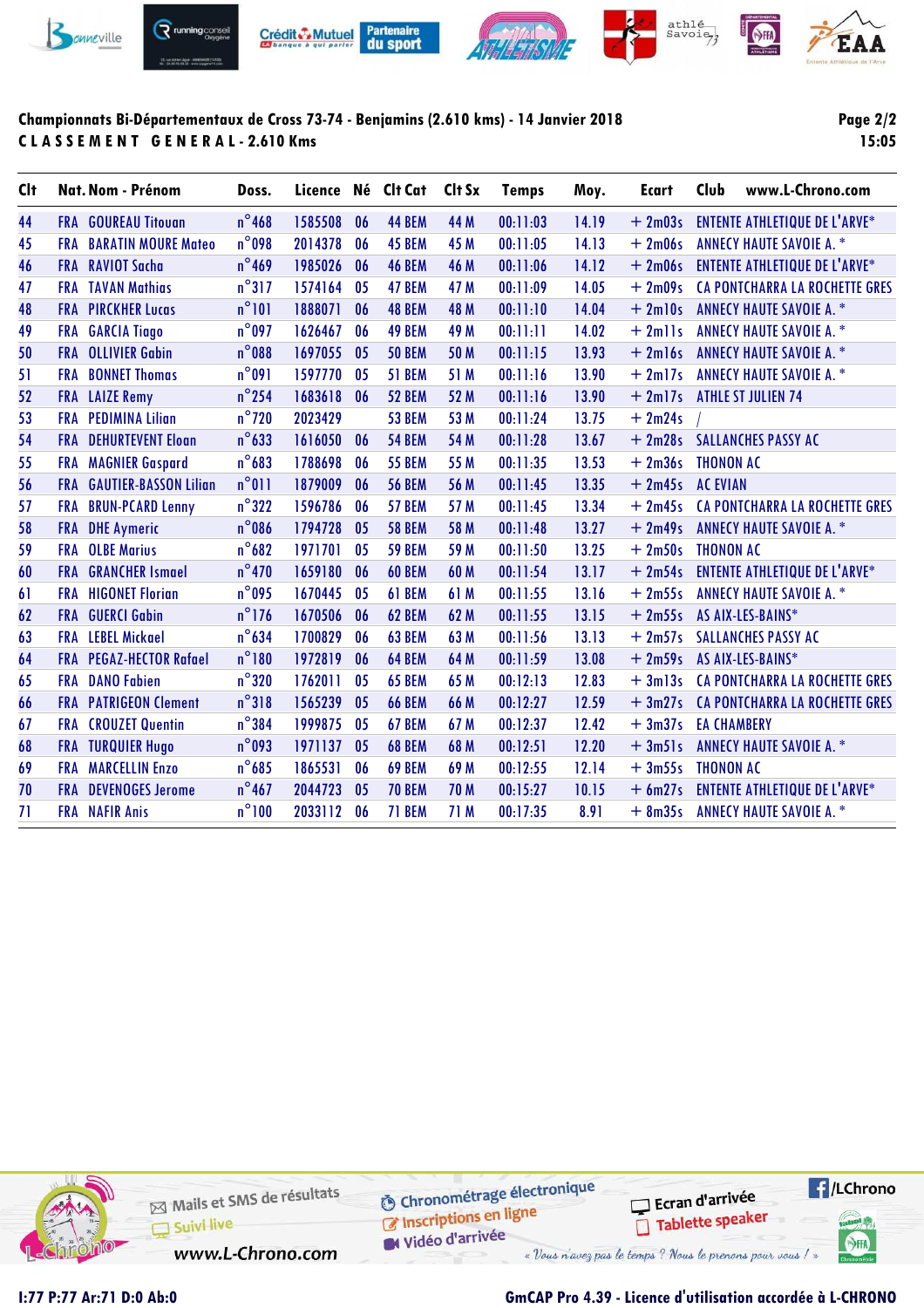## Championnats Bi-Départementaux de Cross 73-74 - Benjamins (2.610 kms) - 14 Janvier 2018

**C L A S S E M E N T   G E N E R A L - 2.610 Kms**

15:05

| Clt | Nat. | Nom - Prénom | Doss. | Licence | Né | Clt Cat | Clt Sx | Temps | Moy. | Ecart | Club www.L-Chrono.com |
|---|---|---|---|---|---|---|---|---|---|---|---|
| 44 | FRA | GOUREAU Titouan | n°468 | 1585508 | 06 | 44 BEM | 44 M | 00:11:03 | 14.19 | + 2m03s | ENTENTE ATHLETIQUE DE L'ARVE* |
| 45 | FRA | BARATIN MOURE Mateo | n°098 | 2014378 | 06 | 45 BEM | 45 M | 00:11:05 | 14.13 | + 2m06s | ANNECY HAUTE SAVOIE A. * |
| 46 | FRA | RAVIOT Sacha | n°469 | 1985026 | 06 | 46 BEM | 46 M | 00:11:06 | 14.12 | + 2m06s | ENTENTE ATHLETIQUE DE L'ARVE* |
| 47 | FRA | TAVAN Mathias | n°317 | 1574164 | 05 | 47 BEM | 47 M | 00:11:09 | 14.05 | + 2m09s | CA PONTCHARRA LA ROCHETTE GRES |
| 48 | FRA | PIRCKHER Lucas | n°101 | 1888071 | 06 | 48 BEM | 48 M | 00:11:10 | 14.04 | + 2m10s | ANNECY HAUTE SAVOIE A. * |
| 49 | FRA | GARCIA Tiago | n°097 | 1626467 | 06 | 49 BEM | 49 M | 00:11:11 | 14.02 | + 2m11s | ANNECY HAUTE SAVOIE A. * |
| 50 | FRA | OLLIVIER Gabin | n°088 | 1697055 | 05 | 50 BEM | 50 M | 00:11:15 | 13.93 | + 2m16s | ANNECY HAUTE SAVOIE A. * |
| 51 | FRA | BONNET Thomas | n°091 | 1597770 | 05 | 51 BEM | 51 M | 00:11:16 | 13.90 | + 2m17s | ANNECY HAUTE SAVOIE A. * |
| 52 | FRA | LAIZE Remy | n°254 | 1683618 | 06 | 52 BEM | 52 M | 00:11:16 | 13.90 | + 2m17s | ATHLE ST JULIEN 74 |
| 53 | FRA | PEDIMINA Lilian | n°720 | 2023429 | | 53 BEM | 53 M | 00:11:24 | 13.75 | + 2m24s | / |
| 54 | FRA | DEHURTEVENT Eloan | n°633 | 1616050 | 06 | 54 BEM | 54 M | 00:11:28 | 13.67 | + 2m28s | SALLANCHES PASSY AC |
| 55 | FRA | MAGNIER Gaspard | n°683 | 1788698 | 06 | 55 BEM | 55 M | 00:11:35 | 13.53 | + 2m36s | THONON AC |
| 56 | FRA | GAUTIER-BASSON Lilian | n°011 | 1879009 | 06 | 56 BEM | 56 M | 00:11:45 | 13.35 | + 2m45s | AC EVIAN |
| 57 | FRA | BRUN-PCARD Lenny | n°322 | 1596786 | 06 | 57 BEM | 57 M | 00:11:45 | 13.34 | + 2m45s | CA PONTCHARRA LA ROCHETTE GRES |
| 58 | FRA | DHE Aymeric | n°086 | 1794728 | 05 | 58 BEM | 58 M | 00:11:48 | 13.27 | + 2m49s | ANNECY HAUTE SAVOIE A. * |
| 59 | FRA | OLBE Marius | n°682 | 1971701 | 05 | 59 BEM | 59 M | 00:11:50 | 13.25 | + 2m50s | THONON AC |
| 60 | FRA | GRANCHER Ismael | n°470 | 1659180 | 06 | 60 BEM | 60 M | 00:11:54 | 13.17 | + 2m54s | ENTENTE ATHLETIQUE DE L'ARVE* |
| 61 | FRA | HIGONET Florian | n°095 | 1670445 | 05 | 61 BEM | 61 M | 00:11:55 | 13.16 | + 2m55s | ANNECY HAUTE SAVOIE A. * |
| 62 | FRA | GUERCI Gabin | n°176 | 1670506 | 06 | 62 BEM | 62 M | 00:11:55 | 13.15 | + 2m55s | AS AIX-LES-BAINS* |
| 63 | FRA | LEBEL Mickael | n°634 | 1700829 | 06 | 63 BEM | 63 M | 00:11:56 | 13.13 | + 2m57s | SALLANCHES PASSY AC |
| 64 | FRA | PEGAZ-HECTOR Rafael | n°180 | 1972819 | 06 | 64 BEM | 64 M | 00:11:59 | 13.08 | + 2m59s | AS AIX-LES-BAINS* |
| 65 | FRA | DANO Fabien | n°320 | 1762011 | 05 | 65 BEM | 65 M | 00:12:13 | 12.83 | + 3m13s | CA PONTCHARRA LA ROCHETTE GRES |
| 66 | FRA | PATRIGEON Clement | n°318 | 1565239 | 05 | 66 BEM | 66 M | 00:12:27 | 12.59 | + 3m27s | CA PONTCHARRA LA ROCHETTE GRES |
| 67 | FRA | CROUZET Quentin | n°384 | 1999875 | 05 | 67 BEM | 67 M | 00:12:37 | 12.42 | + 3m37s | EA CHAMBERY |
| 68 | FRA | TURQUIER Hugo | n°093 | 1971137 | 05 | 68 BEM | 68 M | 00:12:51 | 12.20 | + 3m51s | ANNECY HAUTE SAVOIE A. * |
| 69 | FRA | MARCELLIN Enzo | n°685 | 1865531 | 06 | 69 BEM | 69 M | 00:12:55 | 12.14 | + 3m55s | THONON AC |
| 70 | FRA | DEVENOGES Jerome | n°467 | 2044723 | 05 | 70 BEM | 70 M | 00:15:27 | 10.15 | + 6m27s | ENTENTE ATHLETIQUE DE L'ARVE* |
| 71 | FRA | NAFIR Anis | n°100 | 2033112 | 06 | 71 BEM | 71 M | 00:17:35 | 8.91 | + 8m35s | ANNECY HAUTE SAVOIE A. * |

Mails et SMS de résultats
Suivi live
www.L-Chrono.com
Chronométrage électronique
Inscriptions en ligne
Vidéo d'arrivée
Ecran d'arrivée
Tablette speaker
/LChrono
« Vous n'avez pas le temps ? Nous le prenons pour vous ! »

I:77 P:77 Ar:71 D:0 Ab:0

GmCAP Pro 4.39 - Licence d'utilisation accordée à L-CHRONO